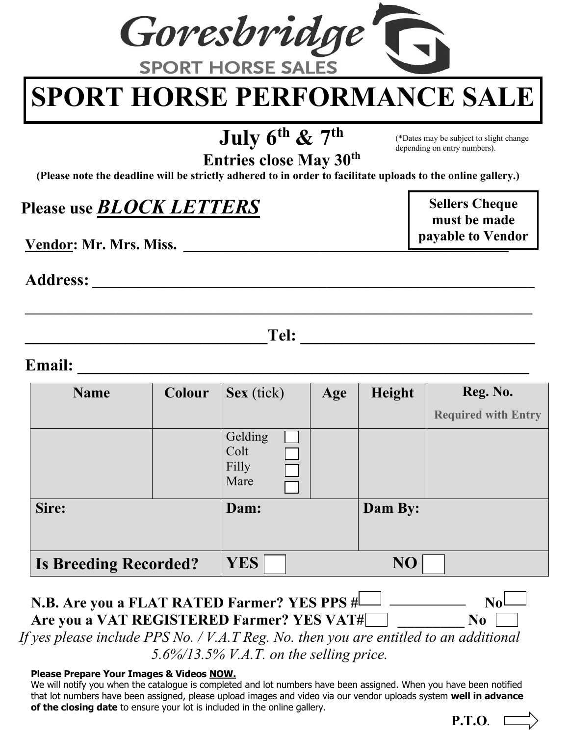# Goresbridge

## SPORT HORSE SALES

# SPORT HORSE PERFORMANCE SALE

**July 6th & 7th** (*Dates may be subject to slight change depending on entry numbers).

**Entries close May 30th**

**(Please note the deadline will be strictly adhered to in order to facilitate uploads to the online gallery.)**

**Please use *BLOCK LETTERS***

**Sellers Cheque must be made payable to Vendor**

**Vendor: Mr. Mrs. Miss.** ____________________________________________

**Address:** ____________________________________________________________

________________________________________________________________________

______________________________**Tel:** _____________________________

**Email:** ______________________________________________________________

| Name | Colour | Sex (tick) | Age | Height | Reg. No. Required with Entry |
|---|---|---|---|---|---|
| | | Gelding ☐ Colt ☐ Filly ☐ Mare ☐ | | | |
| **Sire:** | | **Dam:** | | **Dam By:** | |
| **Is Breeding Recorded?** | | **YES** ☐ | | **NO** ☐ | |

**N.B. Are you a FLAT RATED Farmer? YES PPS #** ☐ __________ **No** ☐

**Are you a VAT REGISTERED Farmer? YES VAT#** ☐ _________ **No** ☐

*If yes please include PPS No. / V.A.T Reg. No. then you are entitled to an additional 5.6%/13.5% V.A.T. on the selling price.*

**Please Prepare Your Images & Videos NOW.**

We will notify you when the catalogue is completed and lot numbers have been assigned. When you have been notified that lot numbers have been assigned, please upload images and video via our vendor uploads system **well in advance of the closing date** to ensure your lot is included in the online gallery.

**P.T.O.** ⇨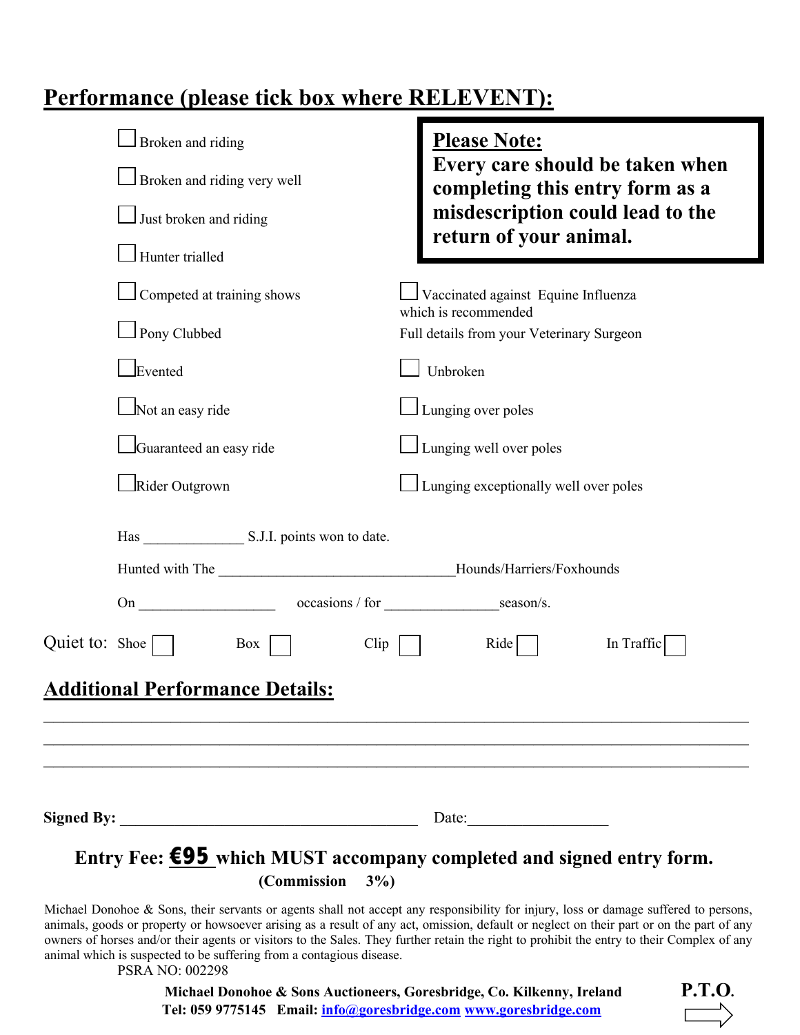## Performance (please tick box where RELEVENT):

**Please Note:**
**Every care should be taken when completing this entry form as a misdescription could lead to the return of your animal.**

- ☐ Broken and riding
- ☐ Broken and riding very well
- ☐ Just broken and riding
- ☐ Hunter trialled
- ☐ Competed at training shows
- ☐ Pony Clubbed
- ☐ Evented
- ☐ Not an easy ride
- ☐ Guaranteed an easy ride
- ☐ Rider Outgrown

- ☐ Vaccinated against Equine Influenza which is recommended
  Full details from your Veterinary Surgeon
- ☐ Unbroken
- ☐ Lunging over poles
- ☐ Lunging well over poles
- ☐ Lunging exceptionally well over poles

Has _____________ S.J.I. points won to date.

Hunted with The _______________________________ Hounds/Harriers/Foxhounds

On __________________ occasions / for _______________ season/s.

Quiet to: Shoe ☐ Box ☐ Clip ☐ Ride ☐ In Traffic ☐

## Additional Performance Details:

______________________________________________________________________________

______________________________________________________________________________

______________________________________________________________________________

**Signed By:** ______________________________________ Date: __________________

**Entry Fee: €95 which MUST accompany completed and signed entry form.**
**(Commission 3%)**

Michael Donohoe & Sons, their servants or agents shall not accept any responsibility for injury, loss or damage suffered to persons, animals, goods or property or howsoever arising as a result of any act, omission, default or neglect on their part or on the part of any owners of horses and/or their agents or visitors to the Sales. They further retain the right to prohibit the entry to their Complex of any animal which is suspected to be suffering from a contagious disease.
PSRA NO: 002298

**Michael Donohoe & Sons Auctioneers, Goresbridge, Co. Kilkenny, Ireland**
**Tel: 059 9775145 Email: info@goresbridge.com www.goresbridge.com**

**P.T.O.**